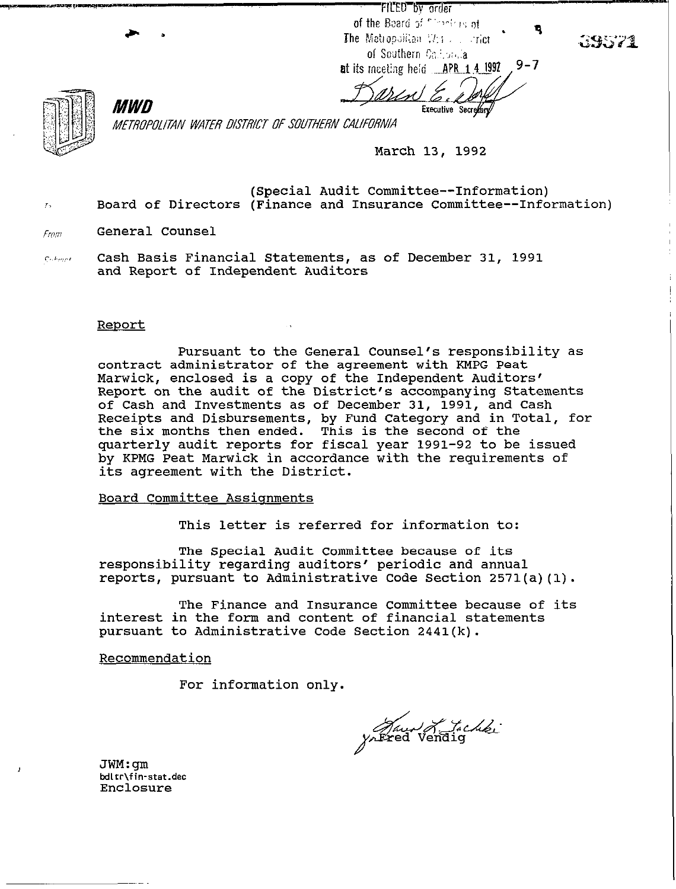FILED by order of the Board of Directors of The Metropolitan Water District of Southern California at its meeting held APR 14 1992 9-7

Karen E. [signature]
Executive Secretary

39571

**MWD**

*METROPOLITAN WATER DISTRICT OF SOUTHERN CALIFORNIA*

March 13, 1992

To: Board of Directors (Special Audit Committee--Information) (Finance and Insurance Committee--Information)

From: General Counsel

Subject: Cash Basis Financial Statements, as of December 31, 1991 and Report of Independent Auditors

Report

Pursuant to the General Counsel's responsibility as contract administrator of the agreement with KMPG Peat Marwick, enclosed is a copy of the Independent Auditors' Report on the audit of the District's accompanying Statements of Cash and Investments as of December 31, 1991, and Cash Receipts and Disbursements, by Fund Category and in Total, for the six months then ended. This is the second of the quarterly audit reports for fiscal year 1991-92 to be issued by KPMG Peat Marwick in accordance with the requirements of its agreement with the District.

Board Committee Assignments

This letter is referred for information to:

The Special Audit Committee because of its responsibility regarding auditors' periodic and annual reports, pursuant to Administrative Code Section 2571(a)(1).

The Finance and Insurance Committee because of its interest in the form and content of financial statements pursuant to Administrative Code Section 2441(k).

Recommendation

For information only.

[signature]
Fred Vendig

JWM:gm
bdltr\fin-stat.dec
Enclosure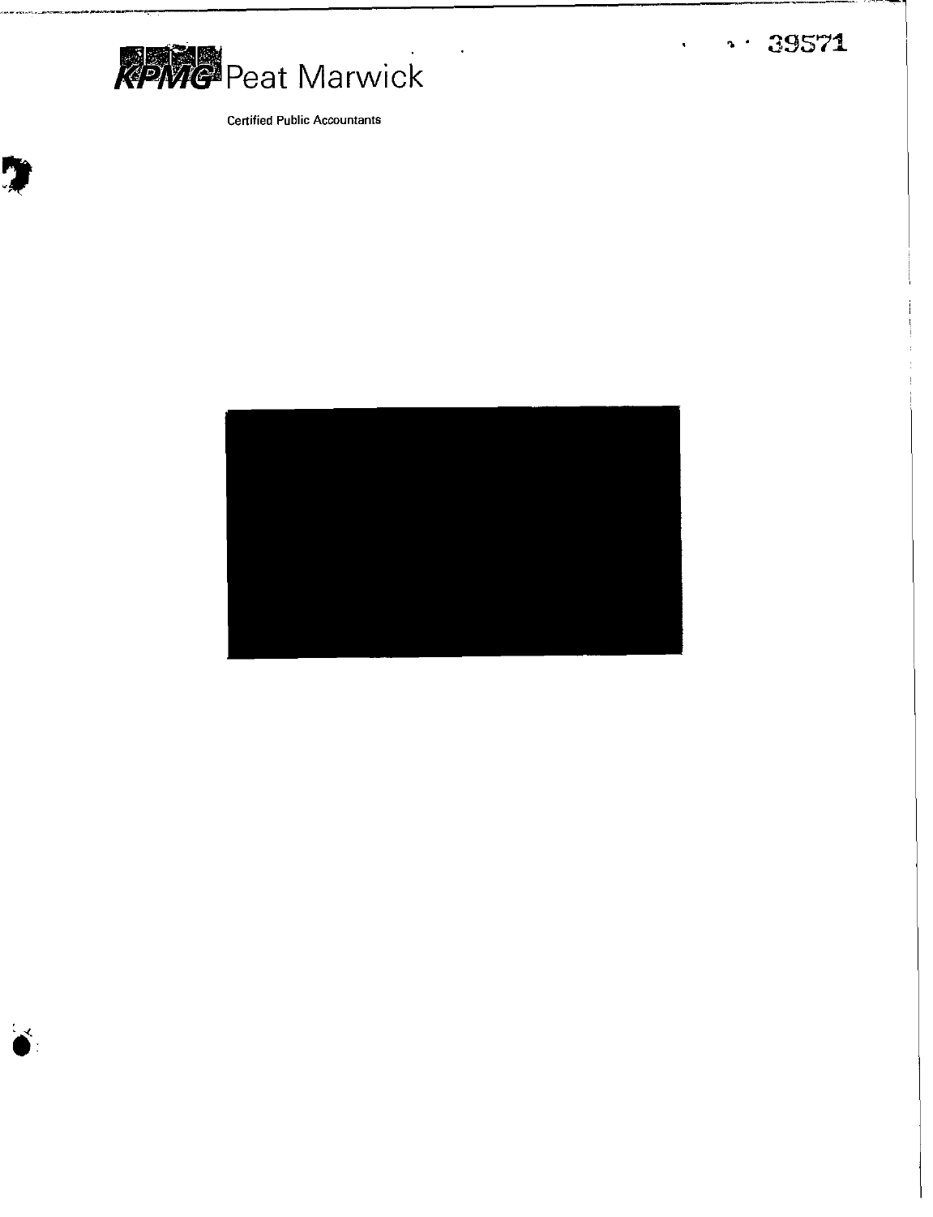# KPMG Peat Marwick

Certified Public Accountants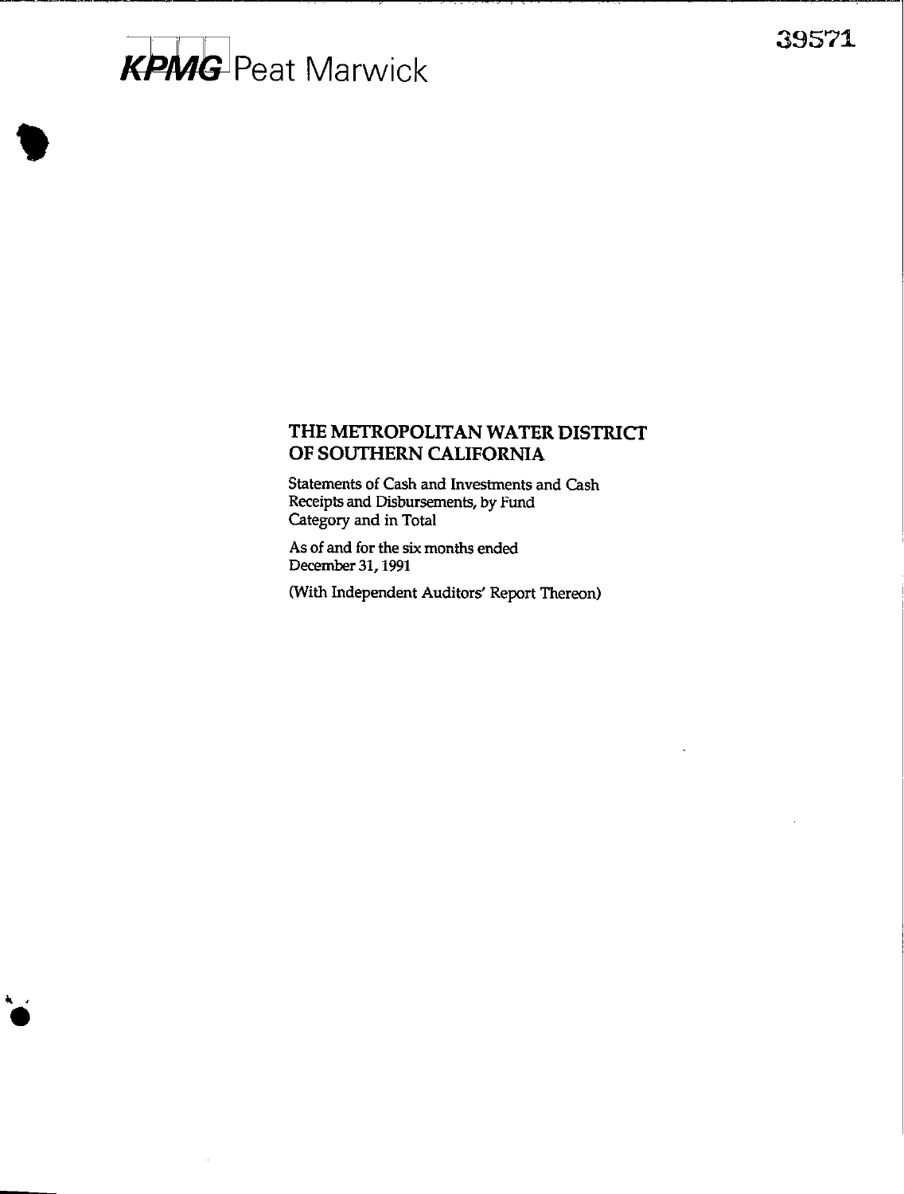# KPMG Peat Marwick

39571

## THE METROPOLITAN WATER DISTRICT OF SOUTHERN CALIFORNIA

Statements of Cash and Investments and Cash Receipts and Disbursements, by Fund Category and in Total

As of and for the six months ended December 31, 1991

(With Independent Auditors' Report Thereon)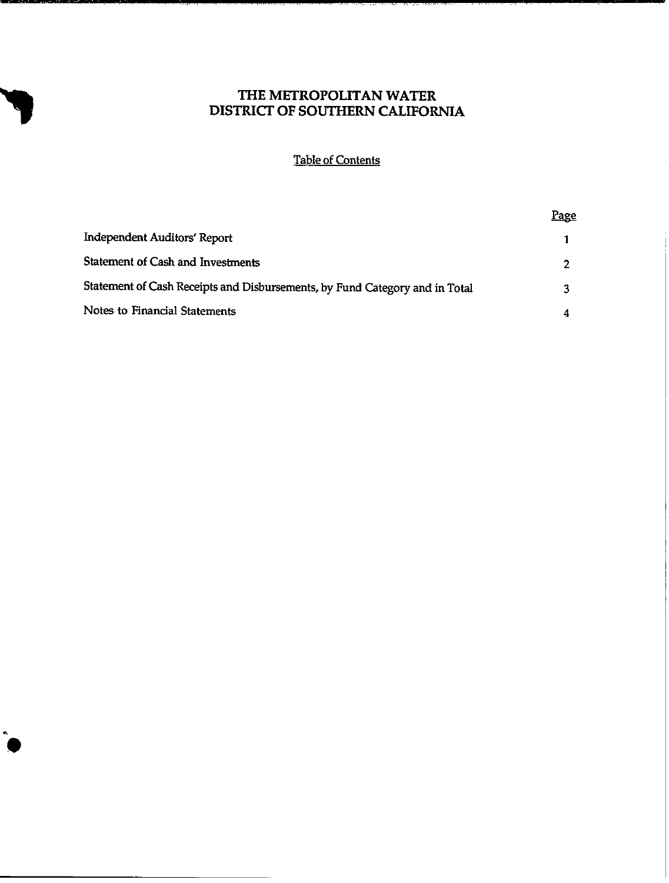# THE METROPOLITAN WATER DISTRICT OF SOUTHERN CALIFORNIA

## Table of Contents

| | Page |
|---|---|
| Independent Auditors' Report | 1 |
| Statement of Cash and Investments | 2 |
| Statement of Cash Receipts and Disbursements, by Fund Category and in Total | 3 |
| Notes to Financial Statements | 4 |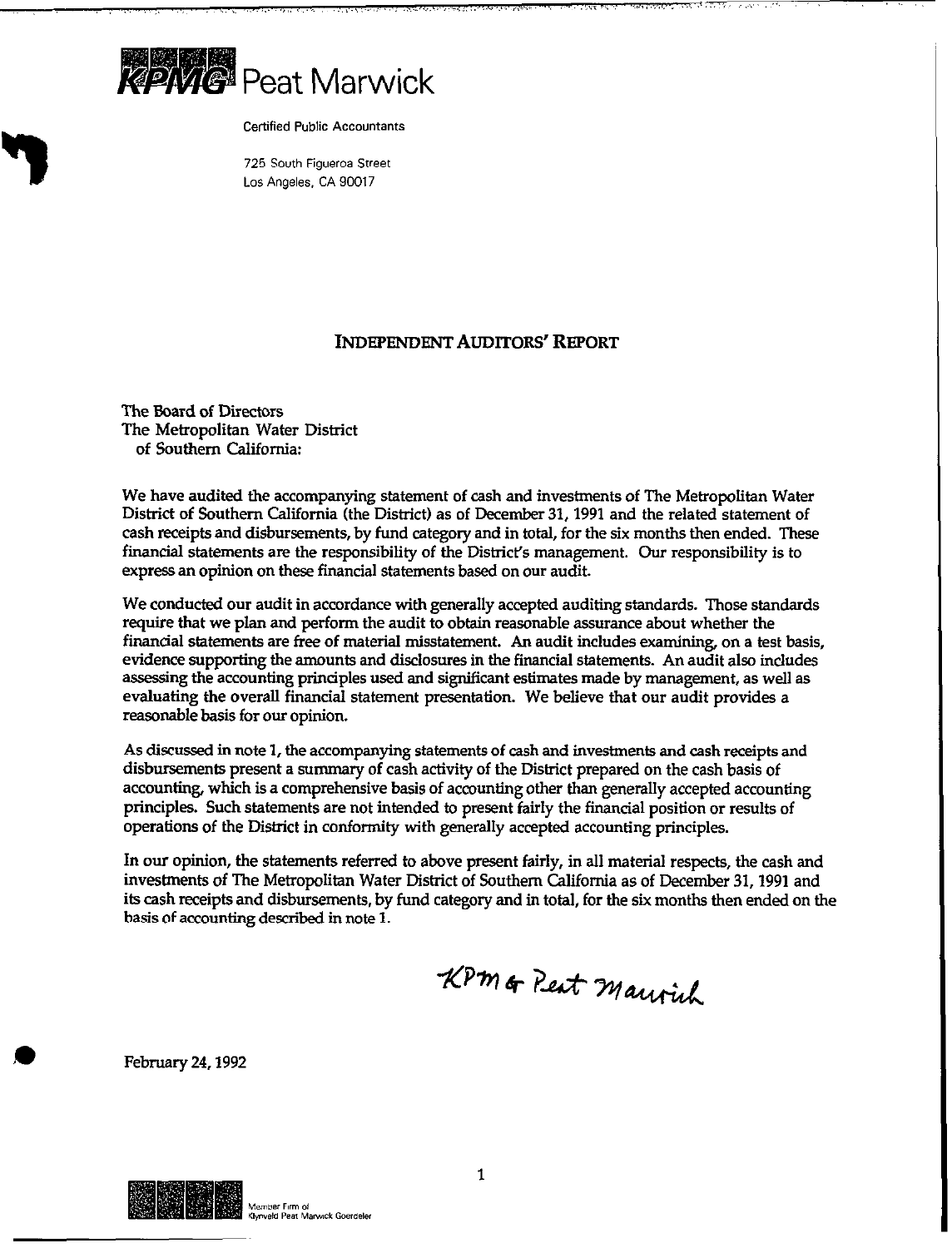**KPMG Peat Marwick**

Certified Public Accountants

725 South Figueroa Street
Los Angeles, CA 90017

## INDEPENDENT AUDITORS' REPORT

The Board of Directors
The Metropolitan Water District
of Southern California:

We have audited the accompanying statement of cash and investments of The Metropolitan Water District of Southern California (the District) as of December 31, 1991 and the related statement of cash receipts and disbursements, by fund category and in total, for the six months then ended. These financial statements are the responsibility of the District's management. Our responsibility is to express an opinion on these financial statements based on our audit.

We conducted our audit in accordance with generally accepted auditing standards. Those standards require that we plan and perform the audit to obtain reasonable assurance about whether the financial statements are free of material misstatement. An audit includes examining, on a test basis, evidence supporting the amounts and disclosures in the financial statements. An audit also includes assessing the accounting principles used and significant estimates made by management, as well as evaluating the overall financial statement presentation. We believe that our audit provides a reasonable basis for our opinion.

As discussed in note 1, the accompanying statements of cash and investments and cash receipts and disbursements present a summary of cash activity of the District prepared on the cash basis of accounting, which is a comprehensive basis of accounting other than generally accepted accounting principles. Such statements are not intended to present fairly the financial position or results of operations of the District in conformity with generally accepted accounting principles.

In our opinion, the statements referred to above present fairly, in all material respects, the cash and investments of The Metropolitan Water District of Southern California as of December 31, 1991 and its cash receipts and disbursements, by fund category and in total, for the six months then ended on the basis of accounting described in note 1.

KPMG Peat Marwick

February 24, 1992

Member Firm of
Klynveld Peat Marwick Goerdeler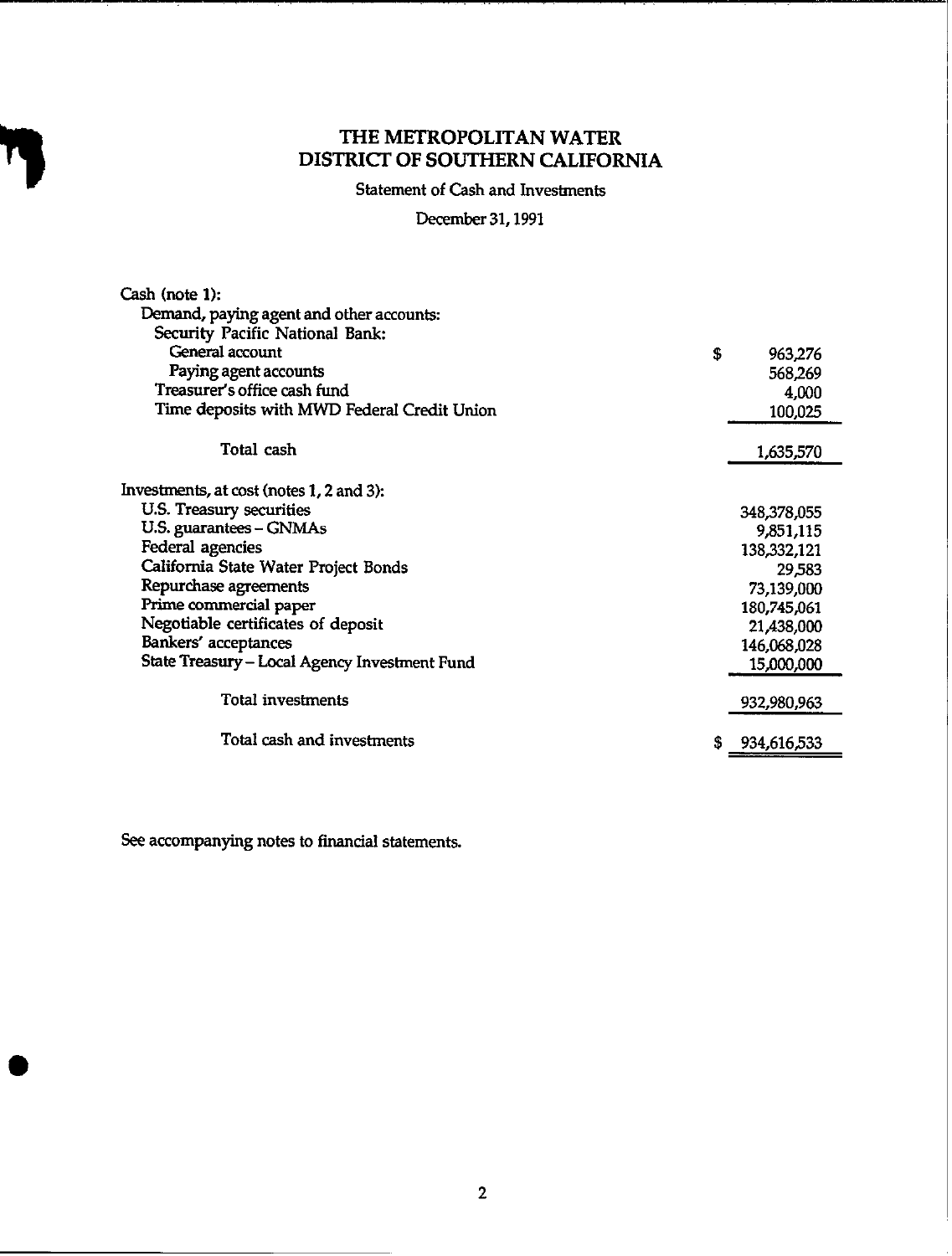# THE METROPOLITAN WATER DISTRICT OF SOUTHERN CALIFORNIA

Statement of Cash and Investments

December 31, 1991

| | |
|---|---|
| Cash (note 1): | |
| Demand, paying agent and other accounts: | |
| Security Pacific National Bank: | |
| General account | $ 963,276 |
| Paying agent accounts | 568,269 |
| Treasurer's office cash fund | 4,000 |
| Time deposits with MWD Federal Credit Union | 100,025 |
| Total cash | 1,635,570 |
| Investments, at cost (notes 1, 2 and 3): | |
| U.S. Treasury securities | 348,378,055 |
| U.S. guarantees – GNMAs | 9,851,115 |
| Federal agencies | 138,332,121 |
| California State Water Project Bonds | 29,583 |
| Repurchase agreements | 73,139,000 |
| Prime commercial paper | 180,745,061 |
| Negotiable certificates of deposit | 21,438,000 |
| Bankers' acceptances | 146,068,028 |
| State Treasury – Local Agency Investment Fund | 15,000,000 |
| Total investments | 932,980,963 |
| Total cash and investments | $ 934,616,533 |

See accompanying notes to financial statements.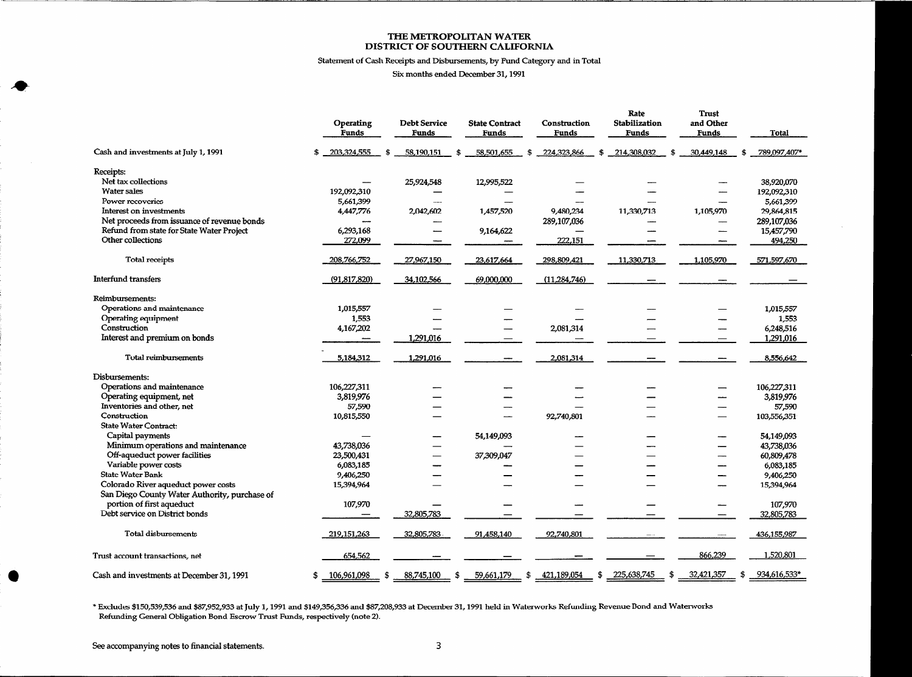# THE METROPOLITAN WATER DISTRICT OF SOUTHERN CALIFORNIA

Statement of Cash Receipts and Disbursements, by Fund Category and in Total

Six months ended December 31, 1991

| | Operating Funds | Debt Service Funds | State Contract Funds | Construction Funds | Rate Stabilization Funds | Trust and Other Funds | Total |
|---|---|---|---|---|---|---|---|
| Cash and investments at July 1, 1991 | $ 203,324,555 | $ 58,190,151 | $ 58,501,655 | $ 224,323,866 | $ 214,308,032 | $ 30,449,148 | $ 789,097,407* |
| Receipts: | | | | | | | |
| Net tax collections | — | 25,924,548 | 12,995,522 | — | — | — | 38,920,070 |
| Water sales | 192,092,310 | — | — | — | — | — | 192,092,310 |
| Power recoveries | 5,661,399 | — | — | — | — | — | 5,661,399 |
| Interest on investments | 4,447,776 | 2,042,602 | 1,457,520 | 9,480,234 | 11,330,713 | 1,105,970 | 29,864,815 |
| Net proceeds from issuance of revenue bonds | — | — | — | 289,107,036 | — | — | 289,107,036 |
| Refund from state for State Water Project | 6,293,168 | — | 9,164,622 | — | — | — | 15,457,790 |
| Other collections | 272,099 | — | — | 222,151 | — | — | 494,250 |
| Total receipts | 208,766,752 | 27,967,150 | 23,617,664 | 298,809,421 | 11,330,713 | 1,105,970 | 571,597,670 |
| Interfund transfers | (91,817,820) | 34,102,566 | 69,000,000 | (11,284,746) | — | — | — |
| Reimbursements: | | | | | | | |
| Operations and maintenance | 1,015,557 | — | — | — | — | — | 1,015,557 |
| Operating equipment | 1,553 | — | — | — | — | — | 1,553 |
| Construction | 4,167,202 | — | — | 2,081,314 | — | — | 6,248,516 |
| Interest and premium on bonds | — | 1,291,016 | — | — | — | — | 1,291,016 |
| Total reimbursements | 5,184,312 | 1,291,016 | — | 2,081,314 | — | — | 8,556,642 |
| Disbursements: | | | | | | | |
| Operations and maintenance | 106,227,311 | — | — | — | — | — | 106,227,311 |
| Operating equipment, net | 3,819,976 | — | — | — | — | — | 3,819,976 |
| Inventories and other, net | 57,590 | — | — | — | — | — | 57,590 |
| Construction | 10,815,550 | — | — | 92,740,801 | — | — | 103,556,351 |
| State Water Contract: | | | | | | | |
| Capital payments | — | — | 54,149,093 | — | — | — | 54,149,093 |
| Minimum operations and maintenance | 43,738,036 | — | — | — | — | — | 43,738,036 |
| Off-aqueduct power facilities | 23,500,431 | — | 37,309,047 | — | — | — | 60,809,478 |
| Variable power costs | 6,083,185 | — | — | — | — | — | 6,083,185 |
| State Water Bank | 9,406,250 | — | — | — | — | — | 9,406,250 |
| Colorado River aqueduct power costs | 15,394,964 | — | — | — | — | — | 15,394,964 |
| San Diego County Water Authority, purchase of portion of first aqueduct | 107,970 | — | — | — | — | — | 107,970 |
| Debt service on District bonds | — | 32,805,783 | — | — | — | — | 32,805,783 |
| Total disbursements | 219,151,263 | 32,805,783 | 91,458,140 | 92,740,801 | — | — | 436,155,987 |
| Trust account transactions, net | 654,562 | — | — | — | — | 866,239 | 1,520,801 |
| Cash and investments at December 31, 1991 | $ 106,961,098 | $ 88,745,100 | $ 59,661,179 | $ 421,189,054 | $ 225,638,745 | $ 32,421,357 | $ 934,616,533* |

* Excludes $150,539,536 and $87,952,933 at July 1, 1991 and $149,356,336 and $87,208,933 at December 31, 1991 held in Waterworks Refunding Revenue Bond and Waterworks Refunding General Obligation Bond Escrow Trust Funds, respectively (note 2).

See accompanying notes to financial statements.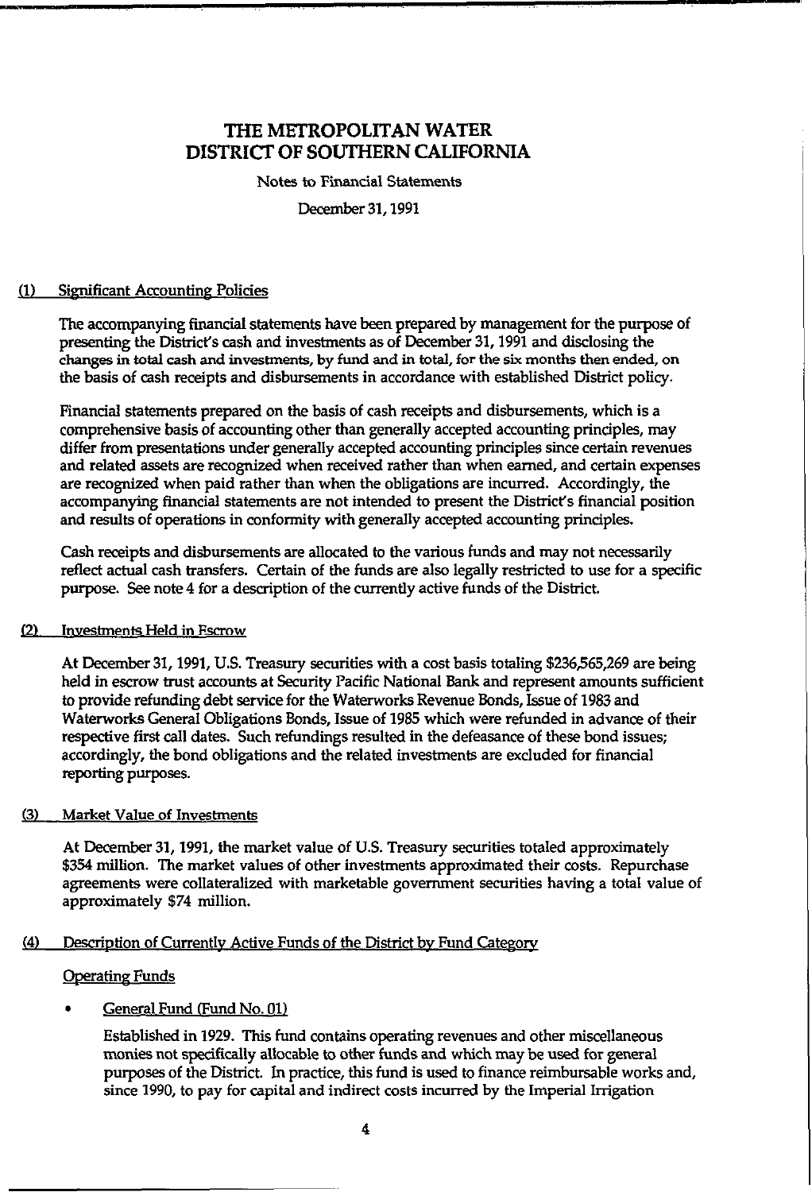# THE METROPOLITAN WATER DISTRICT OF SOUTHERN CALIFORNIA

Notes to Financial Statements

December 31, 1991

## (1) Significant Accounting Policies

The accompanying financial statements have been prepared by management for the purpose of presenting the District's cash and investments as of December 31, 1991 and disclosing the changes in total cash and investments, by fund and in total, for the six months then ended, on the basis of cash receipts and disbursements in accordance with established District policy.

Financial statements prepared on the basis of cash receipts and disbursements, which is a comprehensive basis of accounting other than generally accepted accounting principles, may differ from presentations under generally accepted accounting principles since certain revenues and related assets are recognized when received rather than when earned, and certain expenses are recognized when paid rather than when the obligations are incurred. Accordingly, the accompanying financial statements are not intended to present the District's financial position and results of operations in conformity with generally accepted accounting principles.

Cash receipts and disbursements are allocated to the various funds and may not necessarily reflect actual cash transfers. Certain of the funds are also legally restricted to use for a specific purpose. See note 4 for a description of the currently active funds of the District.

## (2) Investments Held in Escrow

At December 31, 1991, U.S. Treasury securities with a cost basis totaling $236,565,269 are being held in escrow trust accounts at Security Pacific National Bank and represent amounts sufficient to provide refunding debt service for the Waterworks Revenue Bonds, Issue of 1983 and Waterworks General Obligations Bonds, Issue of 1985 which were refunded in advance of their respective first call dates. Such refundings resulted in the defeasance of these bond issues; accordingly, the bond obligations and the related investments are excluded for financial reporting purposes.

## (3) Market Value of Investments

At December 31, 1991, the market value of U.S. Treasury securities totaled approximately $354 million. The market values of other investments approximated their costs. Repurchase agreements were collateralized with marketable government securities having a total value of approximately $74 million.

## (4) Description of Currently Active Funds of the District by Fund Category

### Operating Funds

- General Fund (Fund No. 01)

  Established in 1929. This fund contains operating revenues and other miscellaneous monies not specifically allocable to other funds and which may be used for general purposes of the District. In practice, this fund is used to finance reimbursable works and, since 1990, to pay for capital and indirect costs incurred by the Imperial Irrigation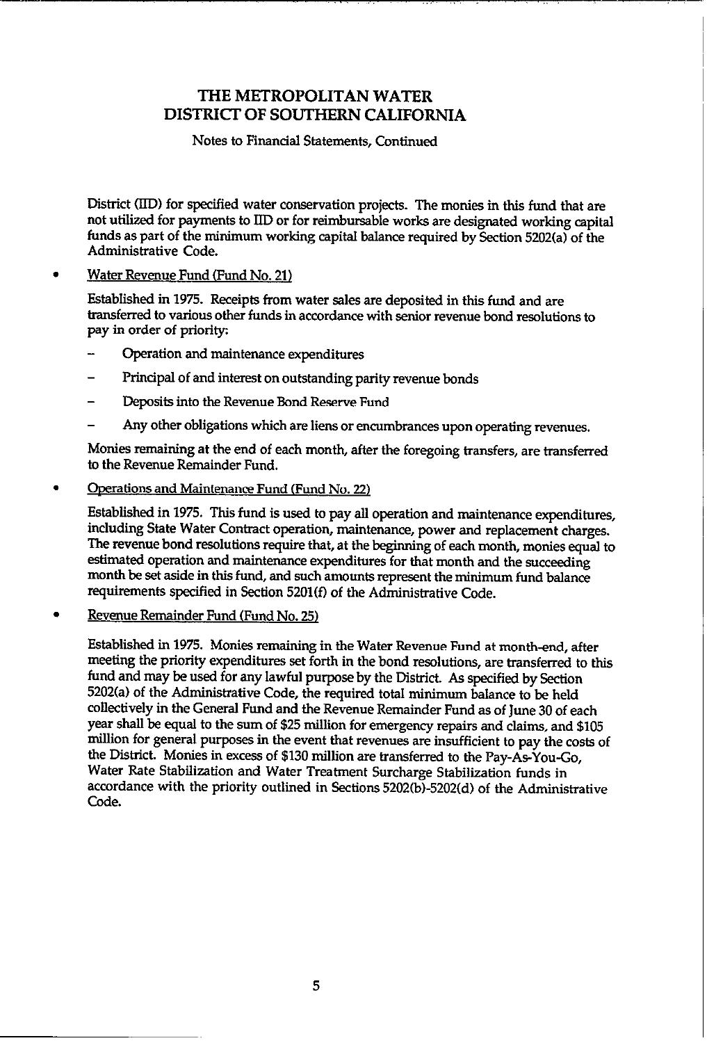District (IID) for specified water conservation projects. The monies in this fund that are not utilized for payments to IID or for reimbursable works are designated working capital funds as part of the minimum working capital balance required by Section 5202(a) of the Administrative Code.

- Water Revenue Fund (Fund No. 21)

  Established in 1975. Receipts from water sales are deposited in this fund and are transferred to various other funds in accordance with senior revenue bond resolutions to pay in order of priority:

  - Operation and maintenance expenditures
  - Principal of and interest on outstanding parity revenue bonds
  - Deposits into the Revenue Bond Reserve Fund
  - Any other obligations which are liens or encumbrances upon operating revenues.

  Monies remaining at the end of each month, after the foregoing transfers, are transferred to the Revenue Remainder Fund.

- Operations and Maintenance Fund (Fund No. 22)

  Established in 1975. This fund is used to pay all operation and maintenance expenditures, including State Water Contract operation, maintenance, power and replacement charges. The revenue bond resolutions require that, at the beginning of each month, monies equal to estimated operation and maintenance expenditures for that month and the succeeding month be set aside in this fund, and such amounts represent the minimum fund balance requirements specified in Section 5201(f) of the Administrative Code.

- Revenue Remainder Fund (Fund No. 25)

  Established in 1975. Monies remaining in the Water Revenue Fund at month-end, after meeting the priority expenditures set forth in the bond resolutions, are transferred to this fund and may be used for any lawful purpose by the District. As specified by Section 5202(a) of the Administrative Code, the required total minimum balance to be held collectively in the General Fund and the Revenue Remainder Fund as of June 30 of each year shall be equal to the sum of $25 million for emergency repairs and claims, and $105 million for general purposes in the event that revenues are insufficient to pay the costs of the District. Monies in excess of $130 million are transferred to the Pay-As-You-Go, Water Rate Stabilization and Water Treatment Surcharge Stabilization funds in accordance with the priority outlined in Sections 5202(b)-5202(d) of the Administrative Code.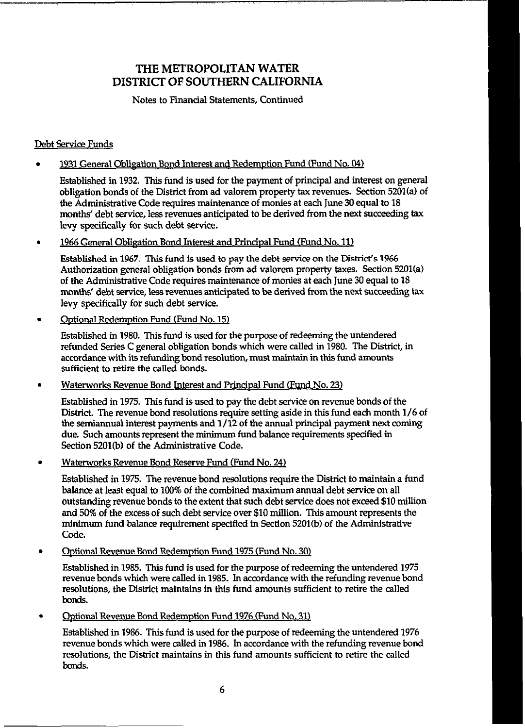# THE METROPOLITAN WATER DISTRICT OF SOUTHERN CALIFORNIA

Notes to Financial Statements, Continued

## Debt Service Funds

- 1931 General Obligation Bond Interest and Redemption Fund (Fund No. 04)

  Established in 1932. This fund is used for the payment of principal and interest on general obligation bonds of the District from ad valorem property tax revenues. Section 5201(a) of the Administrative Code requires maintenance of monies at each June 30 equal to 18 months' debt service, less revenues anticipated to be derived from the next succeeding tax levy specifically for such debt service.

- 1966 General Obligation Bond Interest and Principal Fund (Fund No. 11)

  Established in 1967. This fund is used to pay the debt service on the District's 1966 Authorization general obligation bonds from ad valorem property taxes. Section 5201(a) of the Administrative Code requires maintenance of monies at each June 30 equal to 18 months' debt service, less revenues anticipated to be derived from the next succeeding tax levy specifically for such debt service.

- Optional Redemption Fund (Fund No. 15)

  Established in 1980. This fund is used for the purpose of redeeming the untendered refunded Series C general obligation bonds which were called in 1980. The District, in accordance with its refunding bond resolution, must maintain in this fund amounts sufficient to retire the called bonds.

- Waterworks Revenue Bond Interest and Principal Fund (Fund No. 23)

  Established in 1975. This fund is used to pay the debt service on revenue bonds of the District. The revenue bond resolutions require setting aside in this fund each month 1/6 of the semiannual interest payments and 1/12 of the annual principal payment next coming due. Such amounts represent the minimum fund balance requirements specified in Section 5201(b) of the Administrative Code.

- Waterworks Revenue Bond Reserve Fund (Fund No. 24)

  Established in 1975. The revenue bond resolutions require the District to maintain a fund balance at least equal to 100% of the combined maximum annual debt service on all outstanding revenue bonds to the extent that such debt service does not exceed $10 million and 50% of the excess of such debt service over $10 million. This amount represents the minimum fund balance requirement specified in Section 5201(b) of the Administrative Code.

- Optional Revenue Bond Redemption Fund 1975 (Fund No. 30)

  Established in 1985. This fund is used for the purpose of redeeming the untendered 1975 revenue bonds which were called in 1985. In accordance with the refunding revenue bond resolutions, the District maintains in this fund amounts sufficient to retire the called bonds.

- Optional Revenue Bond Redemption Fund 1976 (Fund No. 31)

  Established in 1986. This fund is used for the purpose of redeeming the untendered 1976 revenue bonds which were called in 1986. In accordance with the refunding revenue bond resolutions, the District maintains in this fund amounts sufficient to retire the called bonds.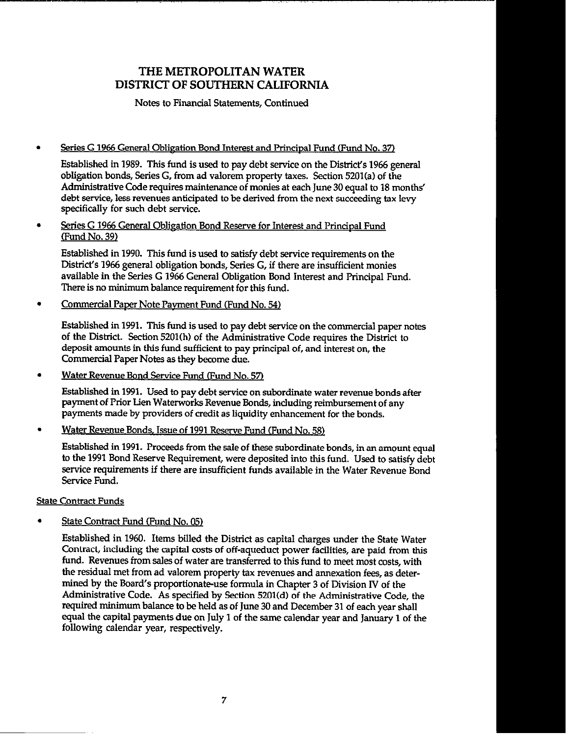# THE METROPOLITAN WATER DISTRICT OF SOUTHERN CALIFORNIA

Notes to Financial Statements, Continued

- Series G 1966 General Obligation Bond Interest and Principal Fund (Fund No. 37)

  Established in 1989. This fund is used to pay debt service on the District's 1966 general obligation bonds, Series G, from ad valorem property taxes. Section 5201(a) of the Administrative Code requires maintenance of monies at each June 30 equal to 18 months' debt service, less revenues anticipated to be derived from the next succeeding tax levy specifically for such debt service.

- Series G 1966 General Obligation Bond Reserve for Interest and Principal Fund (Fund No. 39)

  Established in 1990. This fund is used to satisfy debt service requirements on the District's 1966 general obligation bonds, Series G, if there are insufficient monies available in the Series G 1966 General Obligation Bond Interest and Principal Fund. There is no minimum balance requirement for this fund.

- Commercial Paper Note Payment Fund (Fund No. 54)

  Established in 1991. This fund is used to pay debt service on the commercial paper notes of the District. Section 5201(h) of the Administrative Code requires the District to deposit amounts in this fund sufficient to pay principal of, and interest on, the Commercial Paper Notes as they become due.

- Water Revenue Bond Service Fund (Fund No. 57)

  Established in 1991. Used to pay debt service on subordinate water revenue bonds after payment of Prior Lien Waterworks Revenue Bonds, including reimbursement of any payments made by providers of credit as liquidity enhancement for the bonds.

- Water Revenue Bonds, Issue of 1991 Reserve Fund (Fund No. 58)

  Established in 1991. Proceeds from the sale of these subordinate bonds, in an amount equal to the 1991 Bond Reserve Requirement, were deposited into this fund. Used to satisfy debt service requirements if there are insufficient funds available in the Water Revenue Bond Service Fund.

State Contract Funds

- State Contract Fund (Fund No. 05)

  Established in 1960. Items billed the District as capital charges under the State Water Contract, including the capital costs of off-aqueduct power facilities, are paid from this fund. Revenues from sales of water are transferred to this fund to meet most costs, with the residual met from ad valorem property tax revenues and annexation fees, as determined by the Board's proportionate-use formula in Chapter 3 of Division IV of the Administrative Code. As specified by Section 5201(d) of the Administrative Code, the required minimum balance to be held as of June 30 and December 31 of each year shall equal the capital payments due on July 1 of the same calendar year and January 1 of the following calendar year, respectively.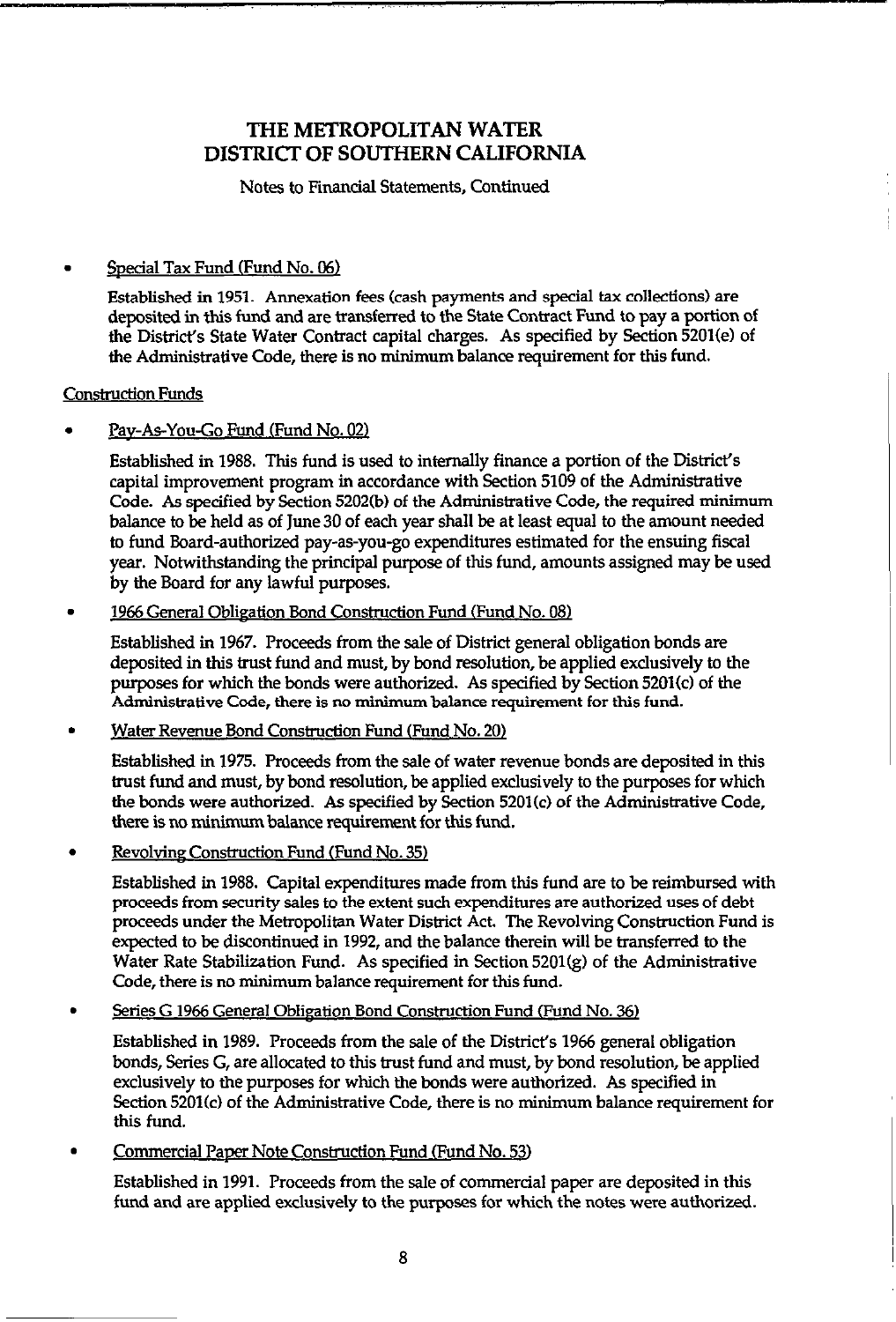# THE METROPOLITAN WATER DISTRICT OF SOUTHERN CALIFORNIA

Notes to Financial Statements, Continued

- Special Tax Fund (Fund No. 06)

  Established in 1951. Annexation fees (cash payments and special tax collections) are deposited in this fund and are transferred to the State Contract Fund to pay a portion of the District's State Water Contract capital charges. As specified by Section 5201(e) of the Administrative Code, there is no minimum balance requirement for this fund.

Construction Funds

- Pay-As-You-Go Fund (Fund No. 02)

  Established in 1988. This fund is used to internally finance a portion of the District's capital improvement program in accordance with Section 5109 of the Administrative Code. As specified by Section 5202(b) of the Administrative Code, the required minimum balance to be held as of June 30 of each year shall be at least equal to the amount needed to fund Board-authorized pay-as-you-go expenditures estimated for the ensuing fiscal year. Notwithstanding the principal purpose of this fund, amounts assigned may be used by the Board for any lawful purposes.

- 1966 General Obligation Bond Construction Fund (Fund No. 08)

  Established in 1967. Proceeds from the sale of District general obligation bonds are deposited in this trust fund and must, by bond resolution, be applied exclusively to the purposes for which the bonds were authorized. As specified by Section 5201(c) of the Administrative Code, there is no minimum balance requirement for this fund.

- Water Revenue Bond Construction Fund (Fund No. 20)

  Established in 1975. Proceeds from the sale of water revenue bonds are deposited in this trust fund and must, by bond resolution, be applied exclusively to the purposes for which the bonds were authorized. As specified by Section 5201(c) of the Administrative Code, there is no minimum balance requirement for this fund.

- Revolving Construction Fund (Fund No. 35)

  Established in 1988. Capital expenditures made from this fund are to be reimbursed with proceeds from security sales to the extent such expenditures are authorized uses of debt proceeds under the Metropolitan Water District Act. The Revolving Construction Fund is expected to be discontinued in 1992, and the balance therein will be transferred to the Water Rate Stabilization Fund. As specified in Section 5201(g) of the Administrative Code, there is no minimum balance requirement for this fund.

- Series G 1966 General Obligation Bond Construction Fund (Fund No. 36)

  Established in 1989. Proceeds from the sale of the District's 1966 general obligation bonds, Series G, are allocated to this trust fund and must, by bond resolution, be applied exclusively to the purposes for which the bonds were authorized. As specified in Section 5201(c) of the Administrative Code, there is no minimum balance requirement for this fund.

- Commercial Paper Note Construction Fund (Fund No. 53)

  Established in 1991. Proceeds from the sale of commercial paper are deposited in this fund and are applied exclusively to the purposes for which the notes were authorized.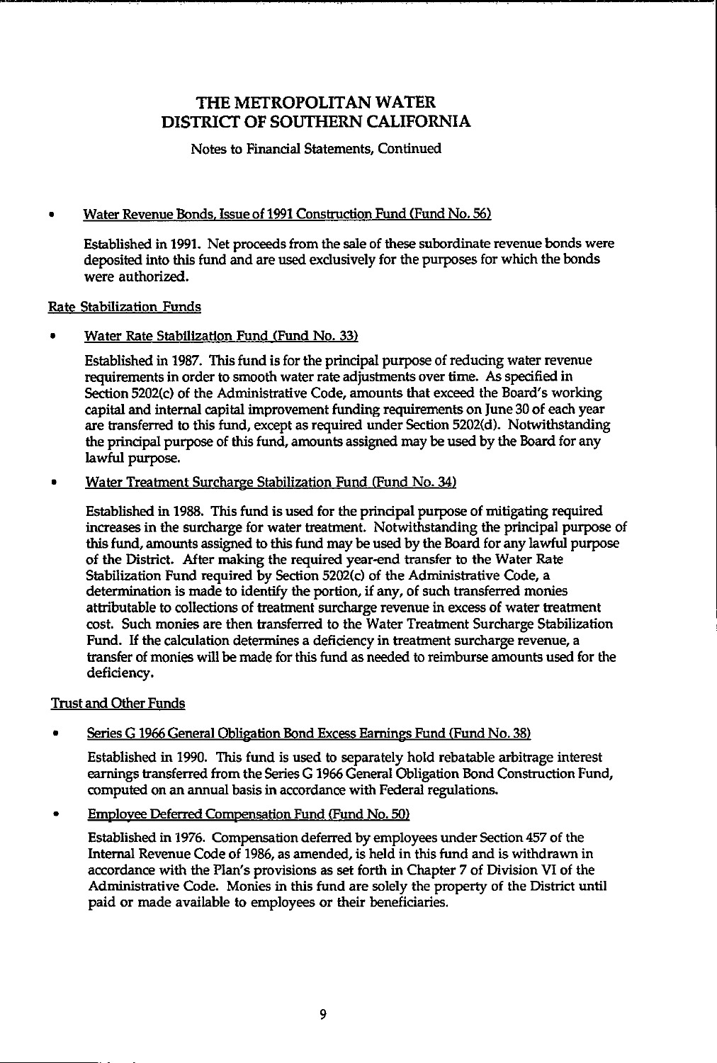# THE METROPOLITAN WATER DISTRICT OF SOUTHERN CALIFORNIA

Notes to Financial Statements, Continued

- Water Revenue Bonds, Issue of 1991 Construction Fund (Fund No. 56)

  Established in 1991. Net proceeds from the sale of these subordinate revenue bonds were deposited into this fund and are used exclusively for the purposes for which the bonds were authorized.

Rate Stabilization Funds

- Water Rate Stabilization Fund (Fund No. 33)

  Established in 1987. This fund is for the principal purpose of reducing water revenue requirements in order to smooth water rate adjustments over time. As specified in Section 5202(c) of the Administrative Code, amounts that exceed the Board's working capital and internal capital improvement funding requirements on June 30 of each year are transferred to this fund, except as required under Section 5202(d). Notwithstanding the principal purpose of this fund, amounts assigned may be used by the Board for any lawful purpose.

- Water Treatment Surcharge Stabilization Fund (Fund No. 34)

  Established in 1988. This fund is used for the principal purpose of mitigating required increases in the surcharge for water treatment. Notwithstanding the principal purpose of this fund, amounts assigned to this fund may be used by the Board for any lawful purpose of the District. After making the required year-end transfer to the Water Rate Stabilization Fund required by Section 5202(c) of the Administrative Code, a determination is made to identify the portion, if any, of such transferred monies attributable to collections of treatment surcharge revenue in excess of water treatment cost. Such monies are then transferred to the Water Treatment Surcharge Stabilization Fund. If the calculation determines a deficiency in treatment surcharge revenue, a transfer of monies will be made for this fund as needed to reimburse amounts used for the deficiency.

Trust and Other Funds

- Series G 1966 General Obligation Bond Excess Earnings Fund (Fund No. 38)

  Established in 1990. This fund is used to separately hold rebatable arbitrage interest earnings transferred from the Series G 1966 General Obligation Bond Construction Fund, computed on an annual basis in accordance with Federal regulations.

- Employee Deferred Compensation Fund (Fund No. 50)

  Established in 1976. Compensation deferred by employees under Section 457 of the Internal Revenue Code of 1986, as amended, is held in this fund and is withdrawn in accordance with the Plan's provisions as set forth in Chapter 7 of Division VI of the Administrative Code. Monies in this fund are solely the property of the District until paid or made available to employees or their beneficiaries.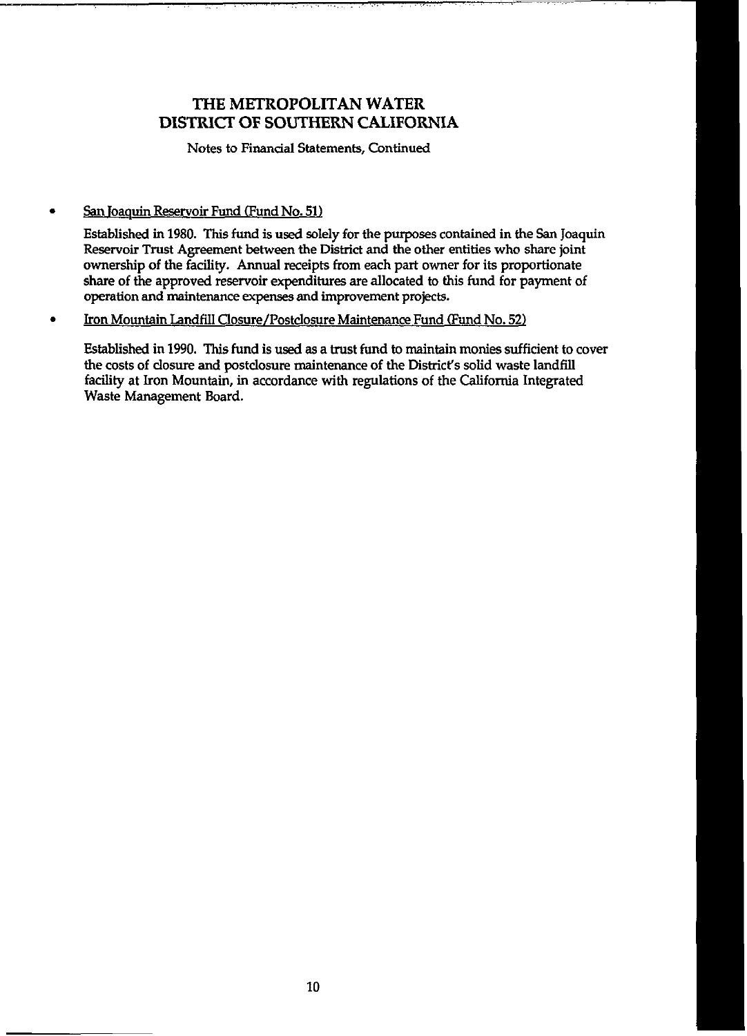# THE METROPOLITAN WATER DISTRICT OF SOUTHERN CALIFORNIA

Notes to Financial Statements, Continued

- San Joaquin Reservoir Fund (Fund No. 51)

  Established in 1980. This fund is used solely for the purposes contained in the San Joaquin Reservoir Trust Agreement between the District and the other entities who share joint ownership of the facility. Annual receipts from each part owner for its proportionate share of the approved reservoir expenditures are allocated to this fund for payment of operation and maintenance expenses and improvement projects.

- Iron Mountain Landfill Closure/Postclosure Maintenance Fund (Fund No. 52)

  Established in 1990. This fund is used as a trust fund to maintain monies sufficient to cover the costs of closure and postclosure maintenance of the District's solid waste landfill facility at Iron Mountain, in accordance with regulations of the California Integrated Waste Management Board.